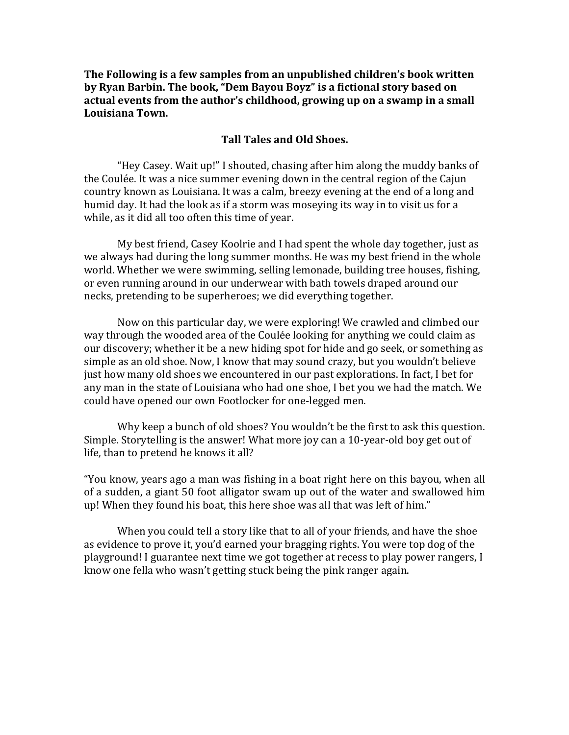**The Following is a few samples from an unpublished children's book written by Ryan Barbin. The book, "Dem Bayou Boyz" is a fictional story based on actual events from the author's childhood, growing up on a swamp in a small Louisiana Town.**

## Tall Tales and Old Shoes.

"Hey Casey. Wait up!" I shouted, chasing after him along the muddy banks of the Coulée. It was a nice summer evening down in the central region of the Cajun country known as Louisiana. It was a calm, breezy evening at the end of a long and humid day. It had the look as if a storm was moseying its way in to visit us for a while, as it did all too often this time of year.

My best friend, Casey Koolrie and I had spent the whole day together, just as we always had during the long summer months. He was my best friend in the whole world. Whether we were swimming, selling lemonade, building tree houses, fishing, or even running around in our underwear with bath towels draped around our necks, pretending to be superheroes; we did everything together.

Now on this particular day, we were exploring! We crawled and climbed our way through the wooded area of the Coulée looking for anything we could claim as our discovery; whether it be a new hiding spot for hide and go seek, or something as simple as an old shoe. Now, I know that may sound crazy, but you wouldn't believe just how many old shoes we encountered in our past explorations. In fact, I bet for any man in the state of Louisiana who had one shoe, I bet you we had the match. We could have opened our own Footlocker for one-legged men.

Why keep a bunch of old shoes? You wouldn't be the first to ask this question. Simple. Storytelling is the answer! What more joy can a 10-year-old boy get out of life, than to pretend he knows it all?

"You know, years ago a man was fishing in a boat right here on this bayou, when all of a sudden, a giant 50 foot alligator swam up out of the water and swallowed him up! When they found his boat, this here shoe was all that was left of him."

When you could tell a story like that to all of your friends, and have the shoe as evidence to prove it, you'd earned your bragging rights. You were top dog of the playground! I guarantee next time we got together at recess to play power rangers, I know one fella who wasn't getting stuck being the pink ranger again.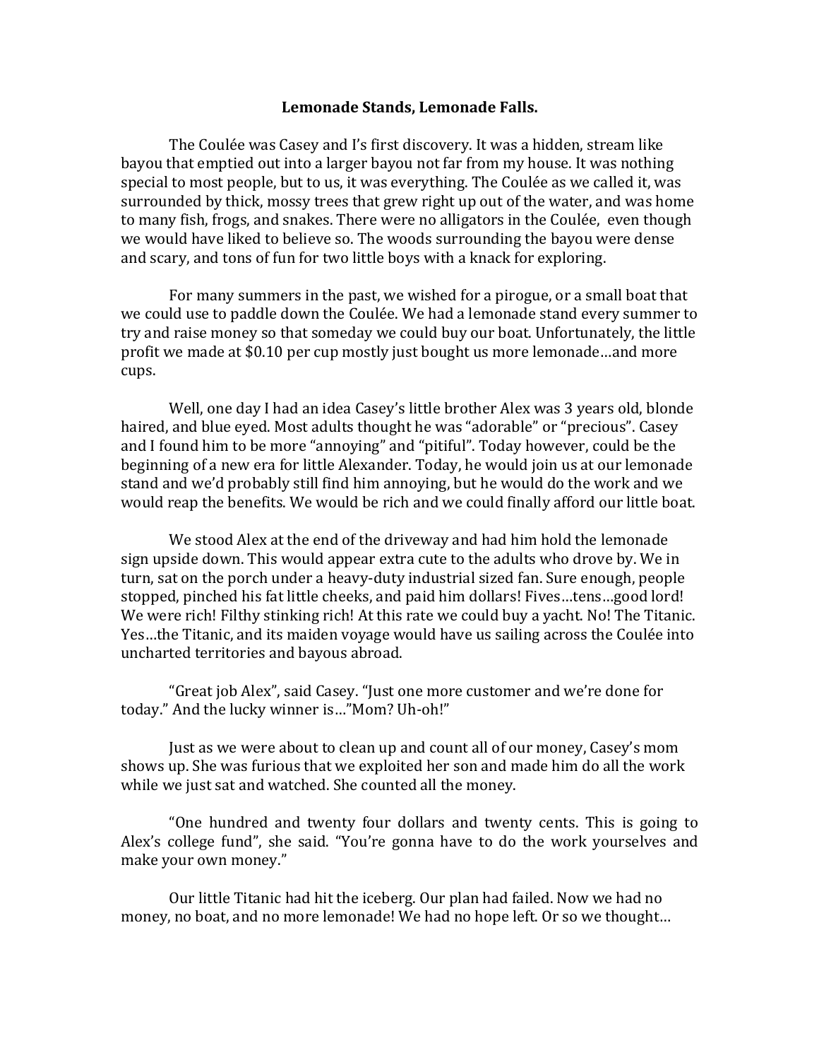**Lemonade Stands, Lemonade Falls.**

The Coulée was Casey and I's first discovery. It was a hidden, stream like bayou that emptied out into a larger bayou not far from my house. It was nothing special to most people, but to us, it was everything. The Coulée as we called it, was surrounded by thick, mossy trees that grew right up out of the water, and was home to many fish, frogs, and snakes. There were no alligators in the Coulée, even though we would have liked to believe so. The woods surrounding the bayou were dense and scary, and tons of fun for two little boys with a knack for exploring.

For many summers in the past, we wished for a pirogue, or a small boat that we could use to paddle down the Coulée. We had a lemonade stand every summer to try and raise money so that someday we could buy our boat. Unfortunately, the little profit we made at $0.10 per cup mostly just bought us more lemonade…and more cups.

Well, one day I had an idea Casey's little brother Alex was 3 years old, blonde haired, and blue eyed. Most adults thought he was "adorable" or "precious". Casey and I found him to be more "annoying" and "pitiful". Today however, could be the beginning of a new era for little Alexander. Today, he would join us at our lemonade stand and we'd probably still find him annoying, but he would do the work and we would reap the benefits. We would be rich and we could finally afford our little boat.

We stood Alex at the end of the driveway and had him hold the lemonade sign upside down. This would appear extra cute to the adults who drove by. We in turn, sat on the porch under a heavy-duty industrial sized fan. Sure enough, people stopped, pinched his fat little cheeks, and paid him dollars! Fives…tens…good lord! We were rich! Filthy stinking rich! At this rate we could buy a yacht. No! The Titanic. Yes…the Titanic, and its maiden voyage would have us sailing across the Coulée into uncharted territories and bayous abroad.

"Great job Alex", said Casey. "Just one more customer and we're done for today." And the lucky winner is…"Mom? Uh-oh!"

Just as we were about to clean up and count all of our money, Casey's mom shows up. She was furious that we exploited her son and made him do all the work while we just sat and watched. She counted all the money.

"One hundred and twenty four dollars and twenty cents. This is going to Alex's college fund", she said. "You're gonna have to do the work yourselves and make your own money."

Our little Titanic had hit the iceberg. Our plan had failed. Now we had no money, no boat, and no more lemonade! We had no hope left. Or so we thought…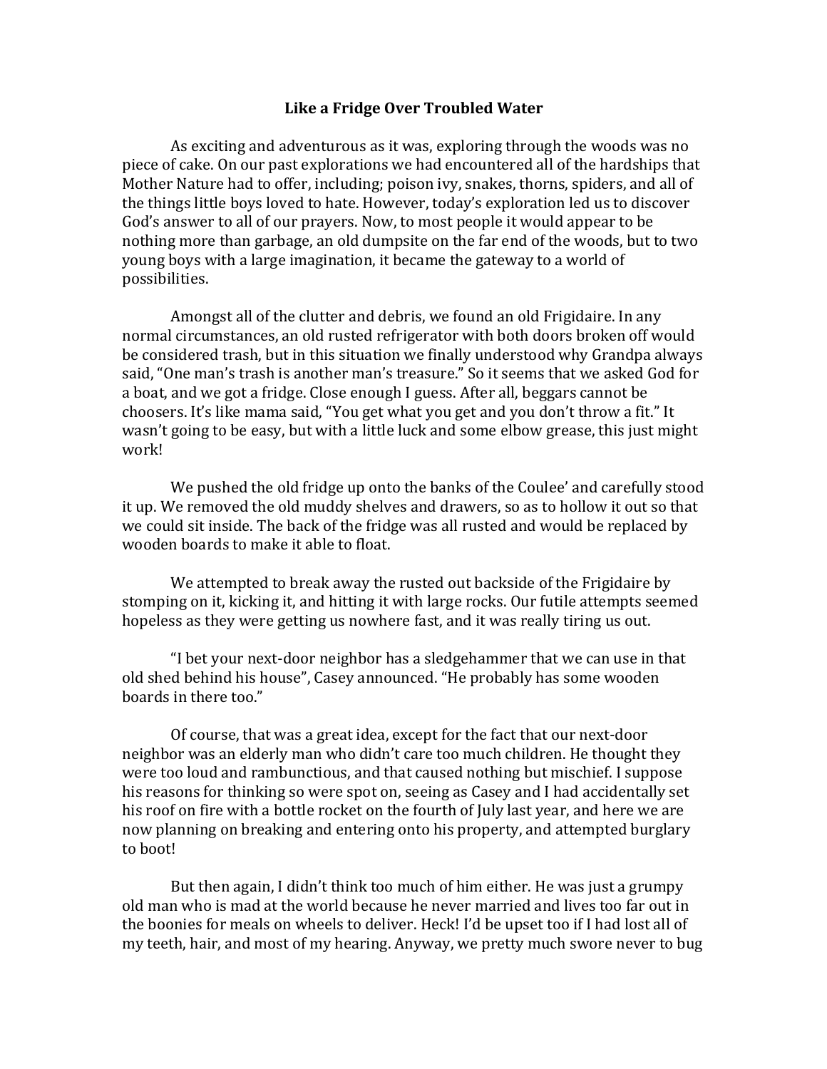**Like a Fridge Over Troubled Water**

As exciting and adventurous as it was, exploring through the woods was no piece of cake. On our past explorations we had encountered all of the hardships that Mother Nature had to offer, including; poison ivy, snakes, thorns, spiders, and all of the things little boys loved to hate. However, today's exploration led us to discover God's answer to all of our prayers. Now, to most people it would appear to be nothing more than garbage, an old dumpsite on the far end of the woods, but to two young boys with a large imagination, it became the gateway to a world of possibilities.

Amongst all of the clutter and debris, we found an old Frigidaire. In any normal circumstances, an old rusted refrigerator with both doors broken off would be considered trash, but in this situation we finally understood why Grandpa always said, "One man's trash is another man's treasure." So it seems that we asked God for a boat, and we got a fridge. Close enough I guess. After all, beggars cannot be choosers. It's like mama said, "You get what you get and you don't throw a fit." It wasn't going to be easy, but with a little luck and some elbow grease, this just might work!

We pushed the old fridge up onto the banks of the Coulee' and carefully stood it up. We removed the old muddy shelves and drawers, so as to hollow it out so that we could sit inside. The back of the fridge was all rusted and would be replaced by wooden boards to make it able to float.

We attempted to break away the rusted out backside of the Frigidaire by stomping on it, kicking it, and hitting it with large rocks. Our futile attempts seemed hopeless as they were getting us nowhere fast, and it was really tiring us out.

"I bet your next-door neighbor has a sledgehammer that we can use in that old shed behind his house", Casey announced. "He probably has some wooden boards in there too."

Of course, that was a great idea, except for the fact that our next-door neighbor was an elderly man who didn't care too much children. He thought they were too loud and rambunctious, and that caused nothing but mischief. I suppose his reasons for thinking so were spot on, seeing as Casey and I had accidentally set his roof on fire with a bottle rocket on the fourth of July last year, and here we are now planning on breaking and entering onto his property, and attempted burglary to boot!

But then again, I didn't think too much of him either. He was just a grumpy old man who is mad at the world because he never married and lives too far out in the boonies for meals on wheels to deliver. Heck! I'd be upset too if I had lost all of my teeth, hair, and most of my hearing. Anyway, we pretty much swore never to bug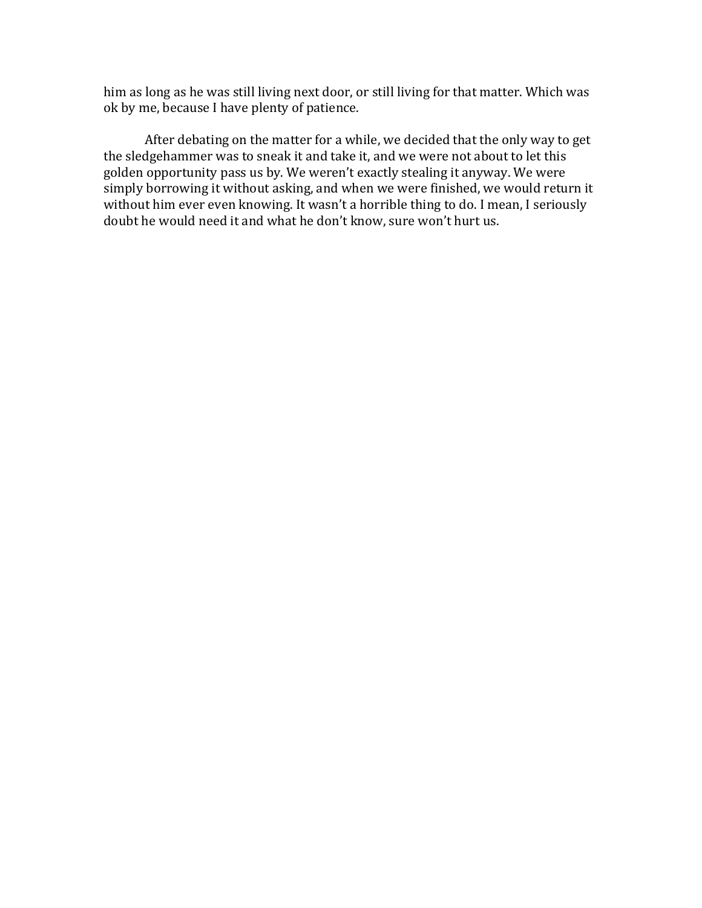him as long as he was still living next door, or still living for that matter. Which was ok by me, because I have plenty of patience.

After debating on the matter for a while, we decided that the only way to get the sledgehammer was to sneak it and take it, and we were not about to let this golden opportunity pass us by. We weren't exactly stealing it anyway. We were simply borrowing it without asking, and when we were finished, we would return it without him ever even knowing. It wasn't a horrible thing to do. I mean, I seriously doubt he would need it and what he don't know, sure won't hurt us.